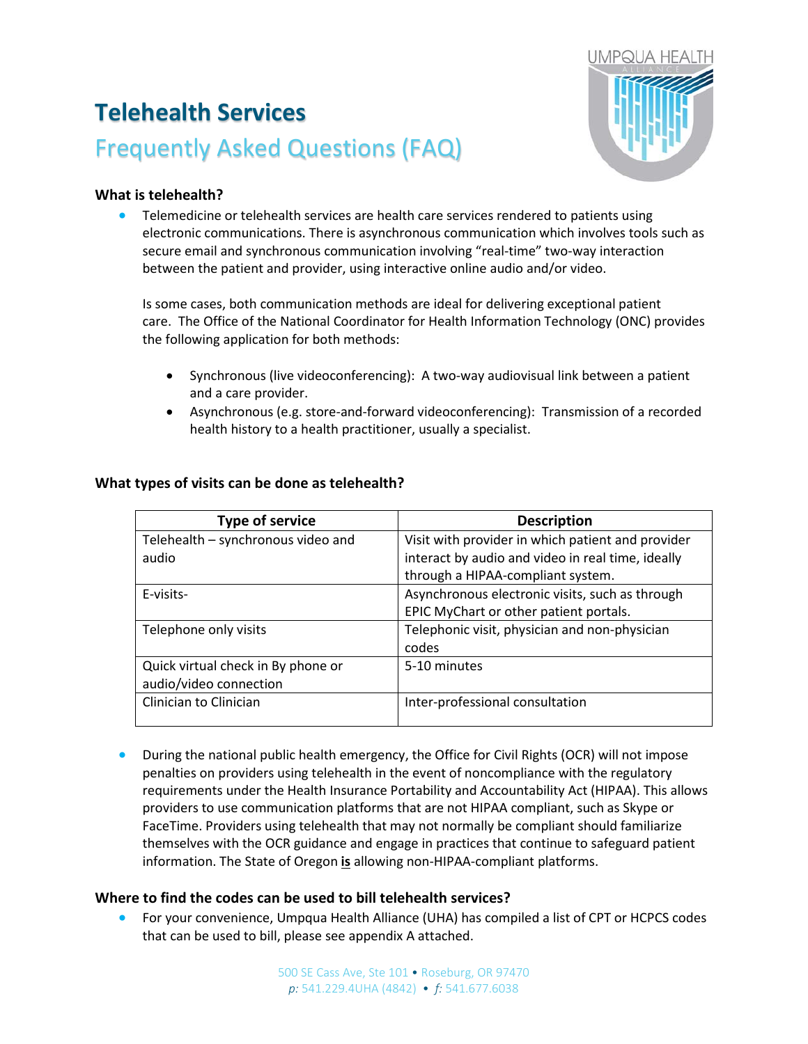# Telehealth Services

## Frequently Asked Questions (FAQ)

### What is telehealth?

- Telemedicine or telehealth services are health care services rendered to patients using electronic communications. There is asynchronous communication which involves tools such as secure email and synchronous communication involving "real-time" two-way interaction between the patient and provider, using interactive online audio and/or video.

  Is some cases, both communication methods are ideal for delivering exceptional patient care. The Office of the National Coordinator for Health Information Technology (ONC) provides the following application for both methods:

  - Synchronous (live videoconferencing): A two-way audiovisual link between a patient and a care provider.
  - Asynchronous (e.g. store-and-forward videoconferencing): Transmission of a recorded health history to a health practitioner, usually a specialist.

### What types of visits can be done as telehealth?

| Type of service | Description |
|---|---|
| Telehealth – synchronous video and audio | Visit with provider in which patient and provider interact by audio and video in real time, ideally through a HIPAA-compliant system. |
| E-visits- | Asynchronous electronic visits, such as through EPIC MyChart or other patient portals. |
| Telephone only visits | Telephonic visit, physician and non-physician codes |
| Quick virtual check in By phone or audio/video connection | 5-10 minutes |
| Clinician to Clinician | Inter-professional consultation |

- During the national public health emergency, the Office for Civil Rights (OCR) will not impose penalties on providers using telehealth in the event of noncompliance with the regulatory requirements under the Health Insurance Portability and Accountability Act (HIPAA). This allows providers to use communication platforms that are not HIPAA compliant, such as Skype or FaceTime. Providers using telehealth that may not normally be compliant should familiarize themselves with the OCR guidance and engage in practices that continue to safeguard patient information. The State of Oregon **is** allowing non-HIPAA-compliant platforms.

### Where to find the codes can be used to bill telehealth services?

- For your convenience, Umpqua Health Alliance (UHA) has compiled a list of CPT or HCPCS codes that can be used to bill, please see appendix A attached.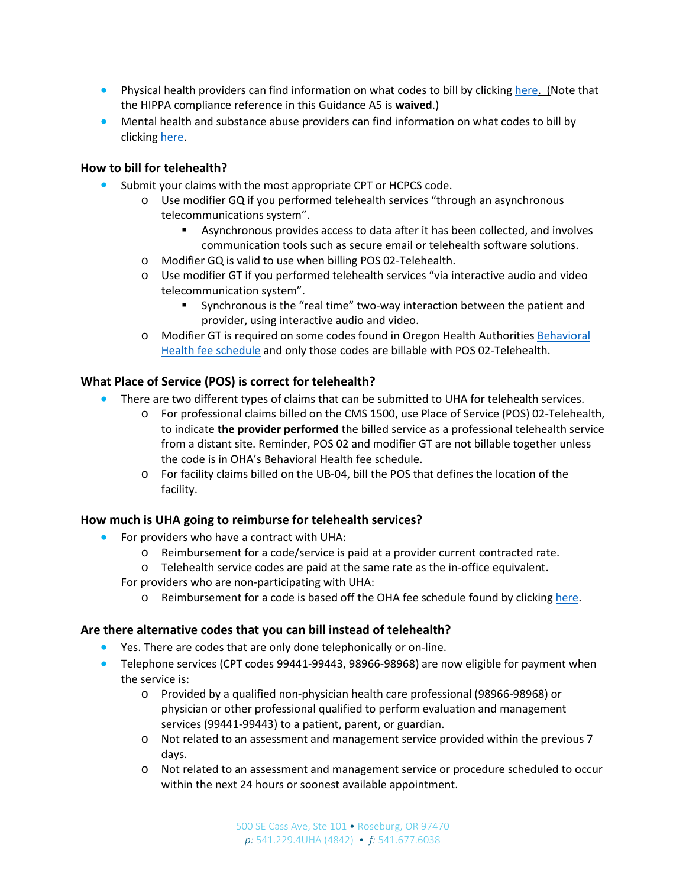- Physical health providers can find information on what codes to bill by clicking here. (Note that the HIPPA compliance reference in this Guidance A5 is **waived**.)
- Mental health and substance abuse providers can find information on what codes to bill by clicking here.

### How to bill for telehealth?

- Submit your claims with the most appropriate CPT or HCPCS code.
  - Use modifier GQ if you performed telehealth services "through an asynchronous telecommunications system".
    - Asynchronous provides access to data after it has been collected, and involves communication tools such as secure email or telehealth software solutions.
  - Modifier GQ is valid to use when billing POS 02-Telehealth.
  - Use modifier GT if you performed telehealth services "via interactive audio and video telecommunication system".
    - Synchronous is the "real time" two-way interaction between the patient and provider, using interactive audio and video.
  - Modifier GT is required on some codes found in Oregon Health Authorities Behavioral Health fee schedule and only those codes are billable with POS 02-Telehealth.

### What Place of Service (POS) is correct for telehealth?

- There are two different types of claims that can be submitted to UHA for telehealth services.
  - For professional claims billed on the CMS 1500, use Place of Service (POS) 02-Telehealth, to indicate **the provider performed** the billed service as a professional telehealth service from a distant site. Reminder, POS 02 and modifier GT are not billable together unless the code is in OHA's Behavioral Health fee schedule.
  - For facility claims billed on the UB-04, bill the POS that defines the location of the facility.

### How much is UHA going to reimburse for telehealth services?

- For providers who have a contract with UHA:
  - Reimbursement for a code/service is paid at a provider current contracted rate.
  - Telehealth service codes are paid at the same rate as the in-office equivalent.

  For providers who are non-participating with UHA:
  - Reimbursement for a code is based off the OHA fee schedule found by clicking here.

### Are there alternative codes that you can bill instead of telehealth?

- Yes. There are codes that are only done telephonically or on-line.
- Telephone services (CPT codes 99441-99443, 98966-98968) are now eligible for payment when the service is:
  - Provided by a qualified non-physician health care professional (98966-98968) or physician or other professional qualified to perform evaluation and management services (99441-99443) to a patient, parent, or guardian.
  - Not related to an assessment and management service provided within the previous 7 days.
  - Not related to an assessment and management service or procedure scheduled to occur within the next 24 hours or soonest available appointment.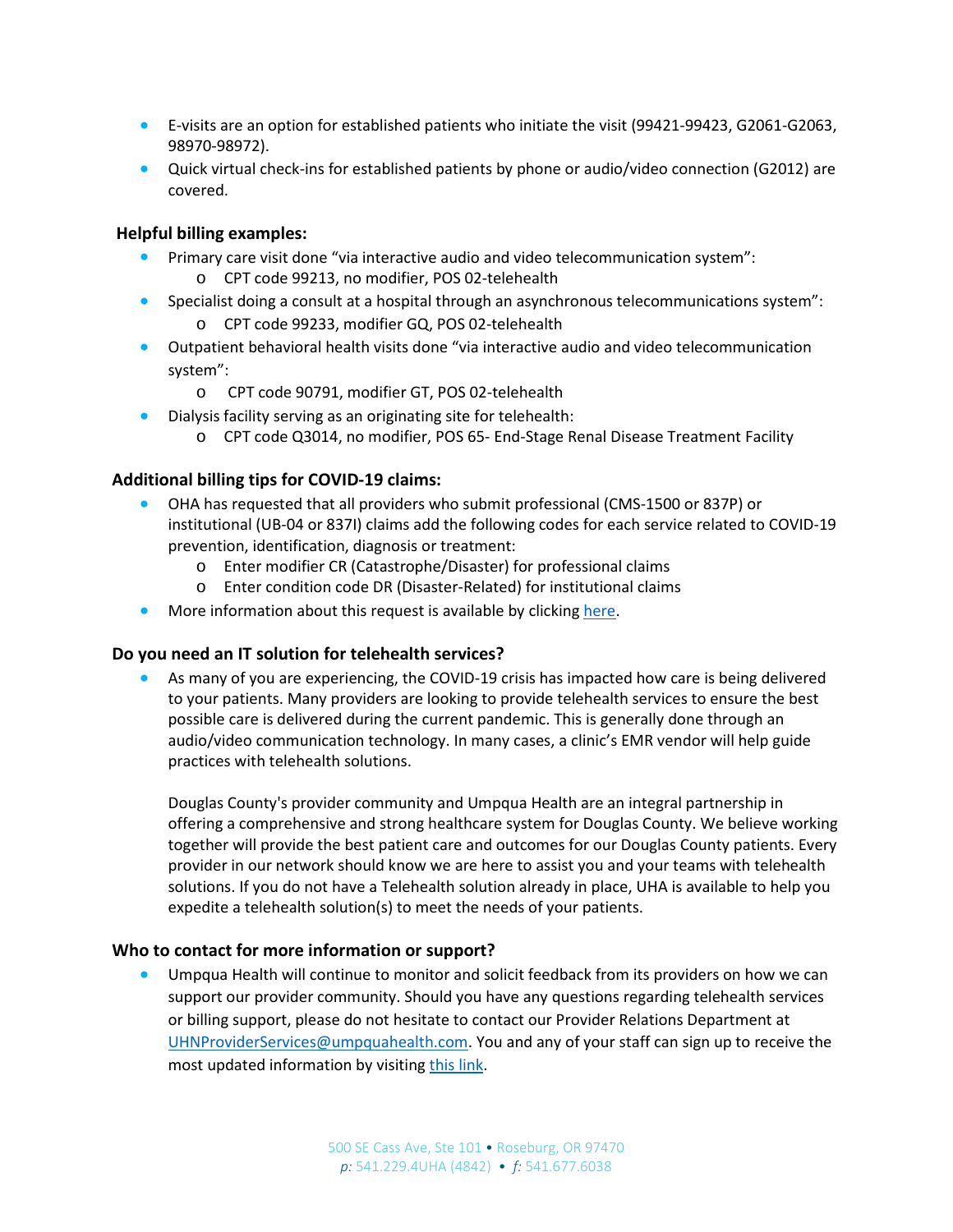- E-visits are an option for established patients who initiate the visit (99421-99423, G2061-G2063, 98970-98972).
- Quick virtual check-ins for established patients by phone or audio/video connection (G2012) are covered.

### Helpful billing examples:

- Primary care visit done "via interactive audio and video telecommunication system":
  - CPT code 99213, no modifier, POS 02-telehealth
- Specialist doing a consult at a hospital through an asynchronous telecommunications system":
  - CPT code 99233, modifier GQ, POS 02-telehealth
- Outpatient behavioral health visits done "via interactive audio and video telecommunication system":
  - CPT code 90791, modifier GT, POS 02-telehealth
- Dialysis facility serving as an originating site for telehealth:
  - CPT code Q3014, no modifier, POS 65- End-Stage Renal Disease Treatment Facility

### Additional billing tips for COVID-19 claims:

- OHA has requested that all providers who submit professional (CMS-1500 or 837P) or institutional (UB-04 or 837I) claims add the following codes for each service related to COVID-19 prevention, identification, diagnosis or treatment:
  - Enter modifier CR (Catastrophe/Disaster) for professional claims
  - Enter condition code DR (Disaster-Related) for institutional claims
- More information about this request is available by clicking here.

### Do you need an IT solution for telehealth services?

- As many of you are experiencing, the COVID-19 crisis has impacted how care is being delivered to your patients. Many providers are looking to provide telehealth services to ensure the best possible care is delivered during the current pandemic. This is generally done through an audio/video communication technology. In many cases, a clinic's EMR vendor will help guide practices with telehealth solutions.

  Douglas County's provider community and Umpqua Health are an integral partnership in offering a comprehensive and strong healthcare system for Douglas County. We believe working together will provide the best patient care and outcomes for our Douglas County patients. Every provider in our network should know we are here to assist you and your teams with telehealth solutions. If you do not have a Telehealth solution already in place, UHA is available to help you expedite a telehealth solution(s) to meet the needs of your patients.

### Who to contact for more information or support?

- Umpqua Health will continue to monitor and solicit feedback from its providers on how we can support our provider community. Should you have any questions regarding telehealth services or billing support, please do not hesitate to contact our Provider Relations Department at UHNProviderServices@umpquahealth.com. You and any of your staff can sign up to receive the most updated information by visiting this link.

500 SE Cass Ave, Ste 101 • Roseburg, OR 97470
*p:* 541.229.4UHA (4842) • *f:* 541.677.6038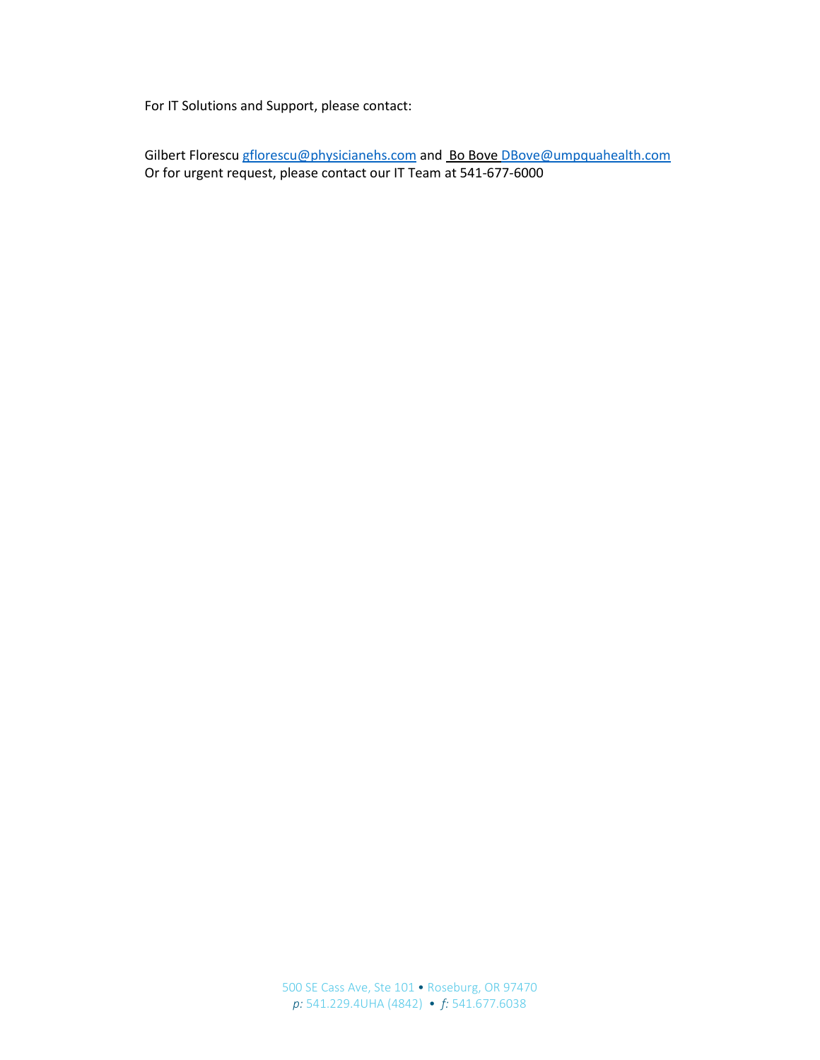For IT Solutions and Support, please contact:

Gilbert Florescu gflorescu@physicianehs.com and Bo Bove DBove@umpquahealth.com
Or for urgent request, please contact our IT Team at 541-677-6000